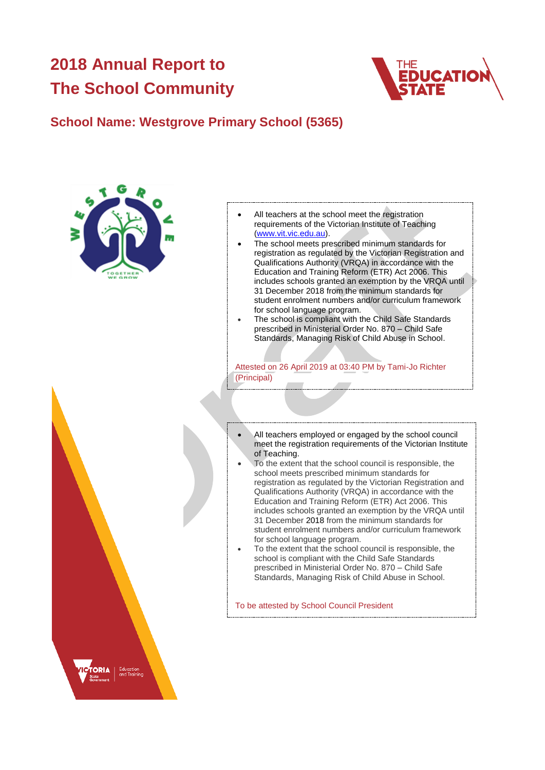# 2018 Annual Report to The School Community

## School Name: Westgrove Primary School (5365)

- All teachers at the school meet the registration requirements of the Victorian Institute of Teaching (www.vit.vic.edu.au).
- The school meets prescribed minimum standards for registration as regulated by the Victorian Registration and Qualifications Authority (VRQA) in accordance with the Education and Training Reform (ETR) Act 2006. This includes schools granted an exemption by the VRQA until 31 December 2018 from the minimum standards for student enrolment numbers and/or curriculum framework for school language program.
- The school is compliant with the Child Safe Standards prescribed in Ministerial Order No. 870 – Child Safe Standards, Managing Risk of Child Abuse in School.

Attested on 26 April 2019 at 03:40 PM by Tami-Jo Richter (Principal)

- All teachers employed or engaged by the school council meet the registration requirements of the Victorian Institute of Teaching.
- To the extent that the school council is responsible, the school meets prescribed minimum standards for registration as regulated by the Victorian Registration and Qualifications Authority (VRQA) in accordance with the Education and Training Reform (ETR) Act 2006. This includes schools granted an exemption by the VRQA until 31 December 2018 from the minimum standards for student enrolment numbers and/or curriculum framework for school language program.
- To the extent that the school council is responsible, the school is compliant with the Child Safe Standards prescribed in Ministerial Order No. 870 – Child Safe Standards, Managing Risk of Child Abuse in School.

To be attested by School Council President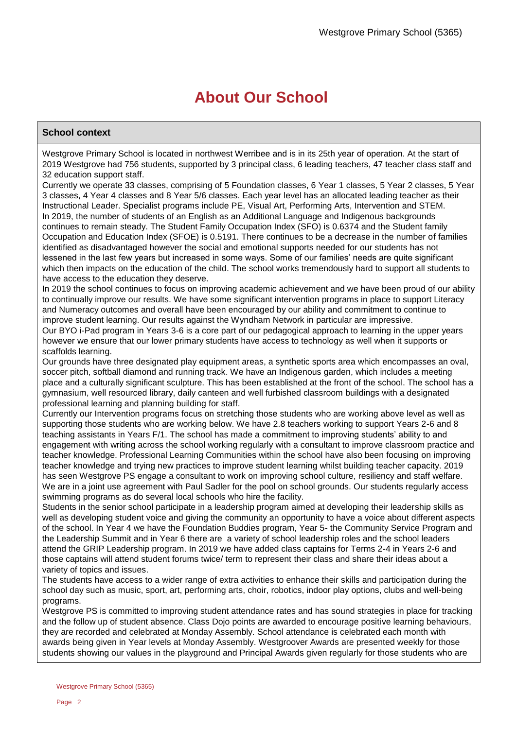# About Our School

## School context

Westgrove Primary School is located in northwest Werribee and is in its 25th year of operation. At the start of 2019 Westgrove had 756 students, supported by 3 principal class, 6 leading teachers, 47 teacher class staff and 32 education support staff.

Currently we operate 33 classes, comprising of 5 Foundation classes, 6 Year 1 classes, 5 Year 2 classes, 5 Year 3 classes, 4 Year 4 classes and 8 Year 5/6 classes. Each year level has an allocated leading teacher as their Instructional Leader. Specialist programs include PE, Visual Art, Performing Arts, Intervention and STEM.

In 2019, the number of students of an English as an Additional Language and Indigenous backgrounds continues to remain steady. The Student Family Occupation Index (SFO) is 0.6374 and the Student family Occupation and Education Index (SFOE) is 0.5191. There continues to be a decrease in the number of families identified as disadvantaged however the social and emotional supports needed for our students has not lessened in the last few years but increased in some ways. Some of our families' needs are quite significant which then impacts on the education of the child. The school works tremendously hard to support all students to have access to the education they deserve.

In 2019 the school continues to focus on improving academic achievement and we have been proud of our ability to continually improve our results. We have some significant intervention programs in place to support Literacy and Numeracy outcomes and overall have been encouraged by our ability and commitment to continue to improve student learning. Our results against the Wyndham Network in particular are impressive.

Our BYO i-Pad program in Years 3-6 is a core part of our pedagogical approach to learning in the upper years however we ensure that our lower primary students have access to technology as well when it supports or scaffolds learning.

Our grounds have three designated play equipment areas, a synthetic sports area which encompasses an oval, soccer pitch, softball diamond and running track. We have an Indigenous garden, which includes a meeting place and a culturally significant sculpture. This has been established at the front of the school. The school has a gymnasium, well resourced library, daily canteen and well furbished classroom buildings with a designated professional learning and planning building for staff.

Currently our Intervention programs focus on stretching those students who are working above level as well as supporting those students who are working below. We have 2.8 teachers working to support Years 2-6 and 8 teaching assistants in Years F/1. The school has made a commitment to improving students' ability to and engagement with writing across the school working regularly with a consultant to improve classroom practice and teacher knowledge. Professional Learning Communities within the school have also been focusing on improving teacher knowledge and trying new practices to improve student learning whilst building teacher capacity. 2019 has seen Westgrove PS engage a consultant to work on improving school culture, resiliency and staff welfare.

We are in a joint use agreement with Paul Sadler for the pool on school grounds. Our students regularly access swimming programs as do several local schools who hire the facility.

Students in the senior school participate in a leadership program aimed at developing their leadership skills as well as developing student voice and giving the community an opportunity to have a voice about different aspects of the school. In Year 4 we have the Foundation Buddies program, Year 5- the Community Service Program and the Leadership Summit and in Year 6 there are a variety of school leadership roles and the school leaders attend the GRIP Leadership program. In 2019 we have added class captains for Terms 2-4 in Years 2-6 and those captains will attend student forums twice/ term to represent their class and share their ideas about a variety of topics and issues.

The students have access to a wider range of extra activities to enhance their skills and participation during the school day such as music, sport, art, performing arts, choir, robotics, indoor play options, clubs and well-being programs.

Westgrove PS is committed to improving student attendance rates and has sound strategies in place for tracking and the follow up of student absence. Class Dojo points are awarded to encourage positive learning behaviours, they are recorded and celebrated at Monday Assembly. School attendance is celebrated each month with awards being given in Year levels at Monday Assembly. Westgroover Awards are presented weekly for those students showing our values in the playground and Principal Awards given regularly for those students who are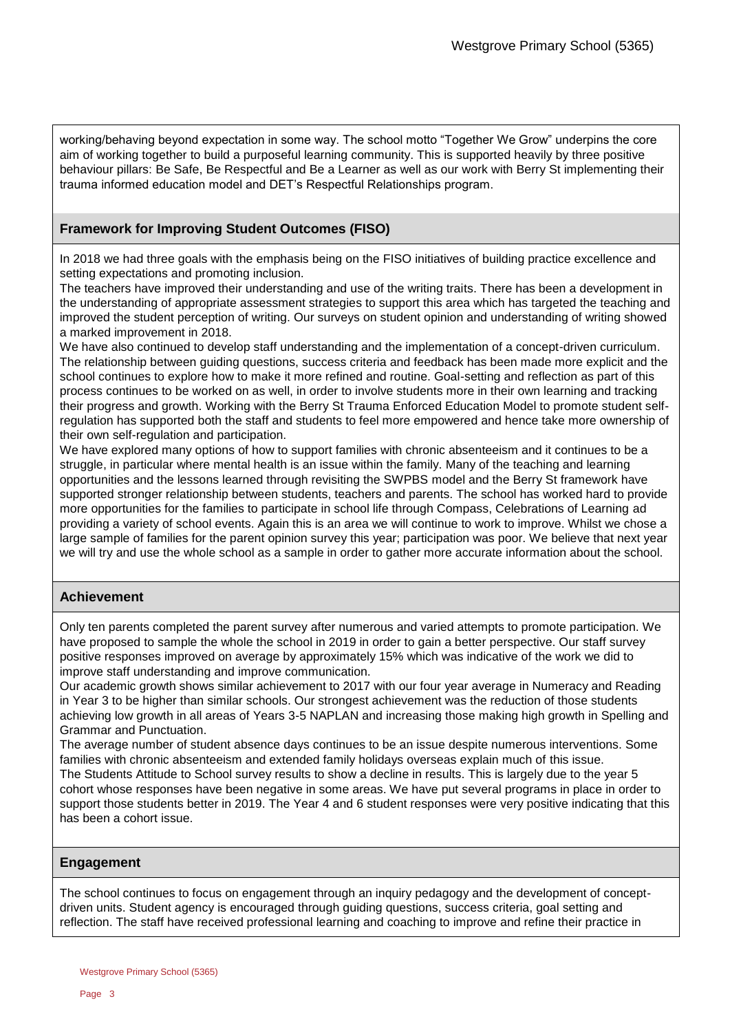working/behaving beyond expectation in some way. The school motto "Together We Grow" underpins the core aim of working together to build a purposeful learning community. This is supported heavily by three positive behaviour pillars: Be Safe, Be Respectful and Be a Learner as well as our work with Berry St implementing their trauma informed education model and DET's Respectful Relationships program.

## Framework for Improving Student Outcomes (FISO)

In 2018 we had three goals with the emphasis being on the FISO initiatives of building practice excellence and setting expectations and promoting inclusion.

The teachers have improved their understanding and use of the writing traits. There has been a development in the understanding of appropriate assessment strategies to support this area which has targeted the teaching and improved the student perception of writing. Our surveys on student opinion and understanding of writing showed a marked improvement in 2018.

We have also continued to develop staff understanding and the implementation of a concept-driven curriculum. The relationship between guiding questions, success criteria and feedback has been made more explicit and the school continues to explore how to make it more refined and routine. Goal-setting and reflection as part of this process continues to be worked on as well, in order to involve students more in their own learning and tracking their progress and growth. Working with the Berry St Trauma Enforced Education Model to promote student self-regulation has supported both the staff and students to feel more empowered and hence take more ownership of their own self-regulation and participation.

We have explored many options of how to support families with chronic absenteeism and it continues to be a struggle, in particular where mental health is an issue within the family. Many of the teaching and learning opportunities and the lessons learned through revisiting the SWPBS model and the Berry St framework have supported stronger relationship between students, teachers and parents. The school has worked hard to provide more opportunities for the families to participate in school life through Compass, Celebrations of Learning ad providing a variety of school events. Again this is an area we will continue to work to improve. Whilst we chose a large sample of families for the parent opinion survey this year; participation was poor. We believe that next year we will try and use the whole school as a sample in order to gather more accurate information about the school.

## Achievement

Only ten parents completed the parent survey after numerous and varied attempts to promote participation. We have proposed to sample the whole the school in 2019 in order to gain a better perspective. Our staff survey positive responses improved on average by approximately 15% which was indicative of the work we did to improve staff understanding and improve communication.

Our academic growth shows similar achievement to 2017 with our four year average in Numeracy and Reading in Year 3 to be higher than similar schools. Our strongest achievement was the reduction of those students achieving low growth in all areas of Years 3-5 NAPLAN and increasing those making high growth in Spelling and Grammar and Punctuation.

The average number of student absence days continues to be an issue despite numerous interventions. Some families with chronic absenteeism and extended family holidays overseas explain much of this issue.

The Students Attitude to School survey results to show a decline in results. This is largely due to the year 5 cohort whose responses have been negative in some areas. We have put several programs in place in order to support those students better in 2019. The Year 4 and 6 student responses were very positive indicating that this has been a cohort issue.

## Engagement

The school continues to focus on engagement through an inquiry pedagogy and the development of concept-driven units. Student agency is encouraged through guiding questions, success criteria, goal setting and reflection. The staff have received professional learning and coaching to improve and refine their practice in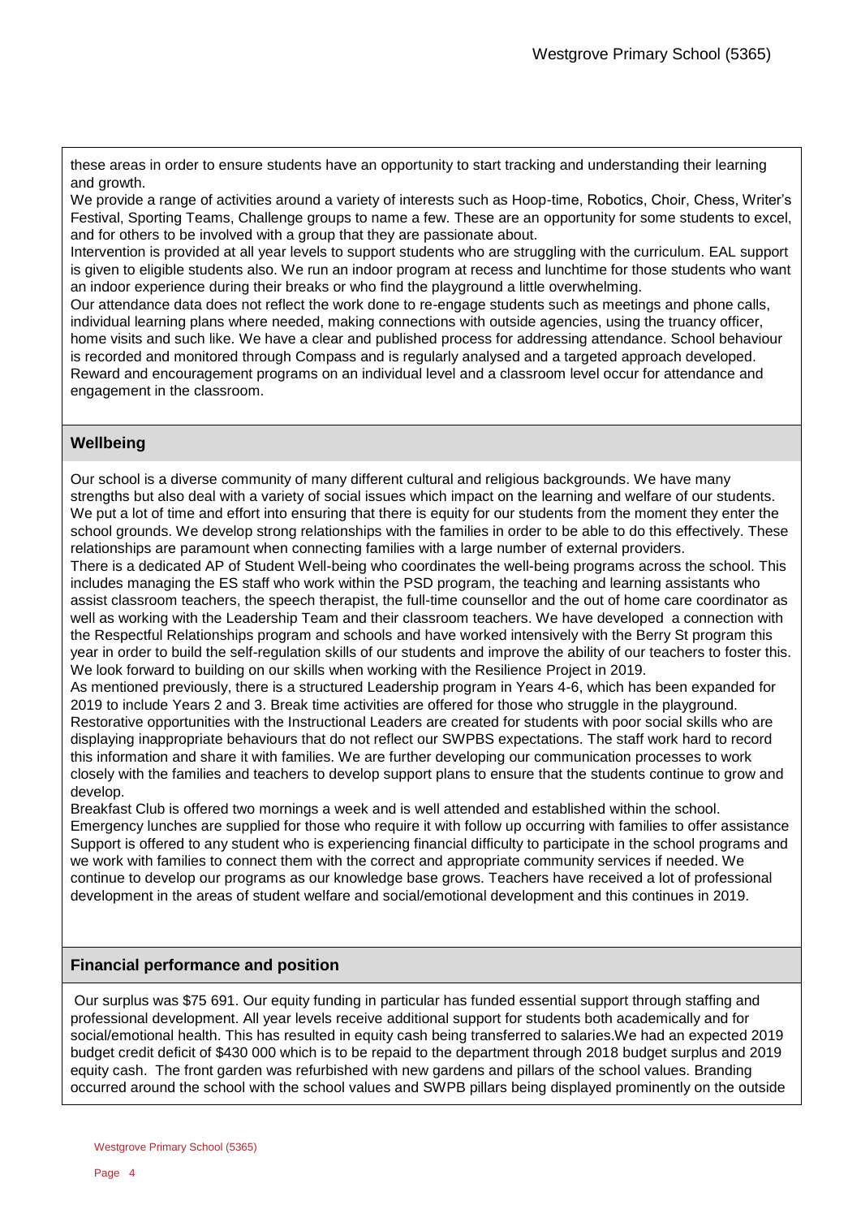these areas in order to ensure students have an opportunity to start tracking and understanding their learning and growth.

We provide a range of activities around a variety of interests such as Hoop-time, Robotics, Choir, Chess, Writer's Festival, Sporting Teams, Challenge groups to name a few. These are an opportunity for some students to excel, and for others to be involved with a group that they are passionate about.

Intervention is provided at all year levels to support students who are struggling with the curriculum. EAL support is given to eligible students also. We run an indoor program at recess and lunchtime for those students who want an indoor experience during their breaks or who find the playground a little overwhelming.

Our attendance data does not reflect the work done to re-engage students such as meetings and phone calls, individual learning plans where needed, making connections with outside agencies, using the truancy officer, home visits and such like. We have a clear and published process for addressing attendance. School behaviour is recorded and monitored through Compass and is regularly analysed and a targeted approach developed. Reward and encouragement programs on an individual level and a classroom level occur for attendance and engagement in the classroom.

## Wellbeing

Our school is a diverse community of many different cultural and religious backgrounds. We have many strengths but also deal with a variety of social issues which impact on the learning and welfare of our students. We put a lot of time and effort into ensuring that there is equity for our students from the moment they enter the school grounds. We develop strong relationships with the families in order to be able to do this effectively. These relationships are paramount when connecting families with a large number of external providers.

There is a dedicated AP of Student Well-being who coordinates the well-being programs across the school. This includes managing the ES staff who work within the PSD program, the teaching and learning assistants who assist classroom teachers, the speech therapist, the full-time counsellor and the out of home care coordinator as well as working with the Leadership Team and their classroom teachers. We have developed a connection with the Respectful Relationships program and schools and have worked intensively with the Berry St program this year in order to build the self-regulation skills of our students and improve the ability of our teachers to foster this. We look forward to building on our skills when working with the Resilience Project in 2019.

As mentioned previously, there is a structured Leadership program in Years 4-6, which has been expanded for 2019 to include Years 2 and 3. Break time activities are offered for those who struggle in the playground. Restorative opportunities with the Instructional Leaders are created for students with poor social skills who are displaying inappropriate behaviours that do not reflect our SWPBS expectations. The staff work hard to record this information and share it with families. We are further developing our communication processes to work closely with the families and teachers to develop support plans to ensure that the students continue to grow and develop.

Breakfast Club is offered two mornings a week and is well attended and established within the school. Emergency lunches are supplied for those who require it with follow up occurring with families to offer assistance Support is offered to any student who is experiencing financial difficulty to participate in the school programs and we work with families to connect them with the correct and appropriate community services if needed. We continue to develop our programs as our knowledge base grows. Teachers have received a lot of professional development in the areas of student welfare and social/emotional development and this continues in 2019.

## Financial performance and position

Our surplus was $75 691. Our equity funding in particular has funded essential support through staffing and professional development. All year levels receive additional support for students both academically and for social/emotional health. This has resulted in equity cash being transferred to salaries.We had an expected 2019 budget credit deficit of $430 000 which is to be repaid to the department through 2018 budget surplus and 2019 equity cash. The front garden was refurbished with new gardens and pillars of the school values. Branding occurred around the school with the school values and SWPB pillars being displayed prominently on the outside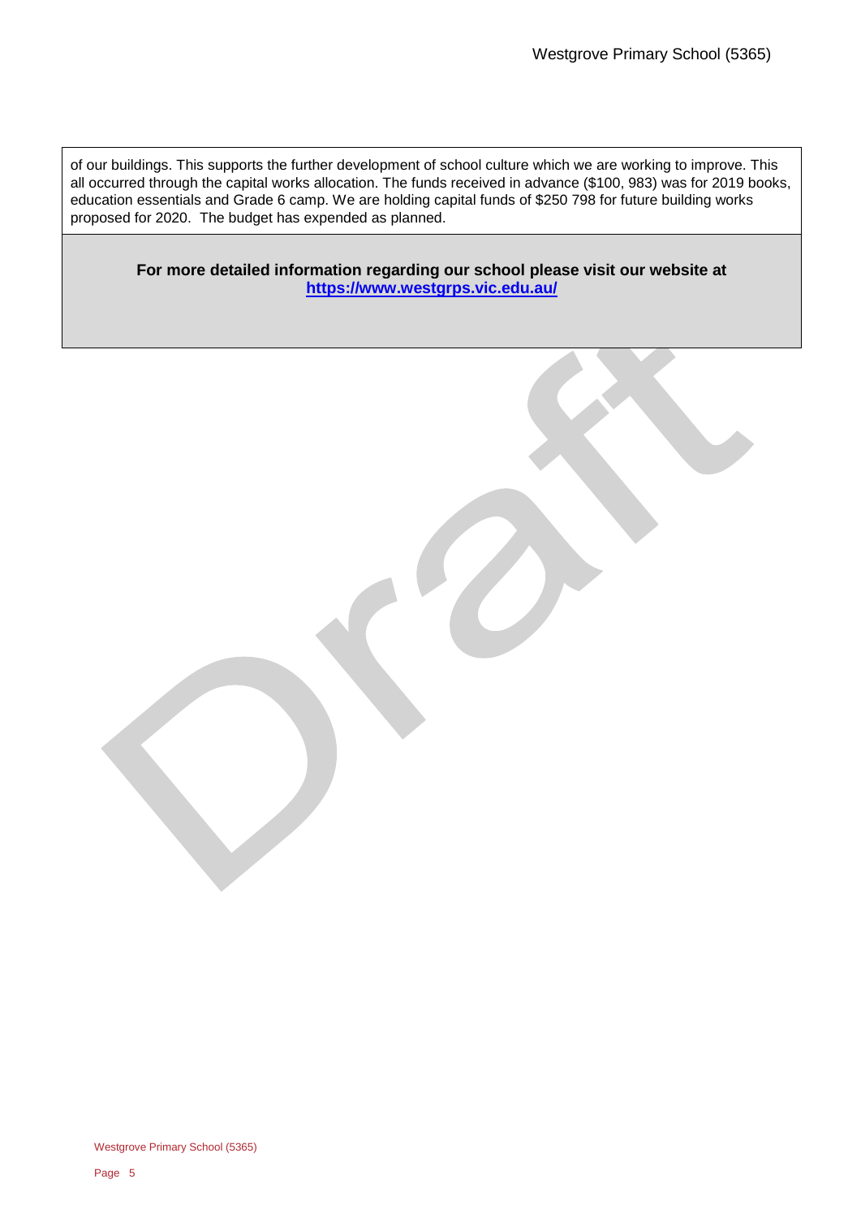of our buildings. This supports the further development of school culture which we are working to improve. This all occurred through the capital works allocation. The funds received in advance ($100, 983) was for 2019 books, education essentials and Grade 6 camp. We are holding capital funds of $250 798 for future building works proposed for 2020. The budget has expended as planned.

**For more detailed information regarding our school please visit our website at [https://www.westgrps.vic.edu.au/](https://www.westgrps.vic.edu.au/)**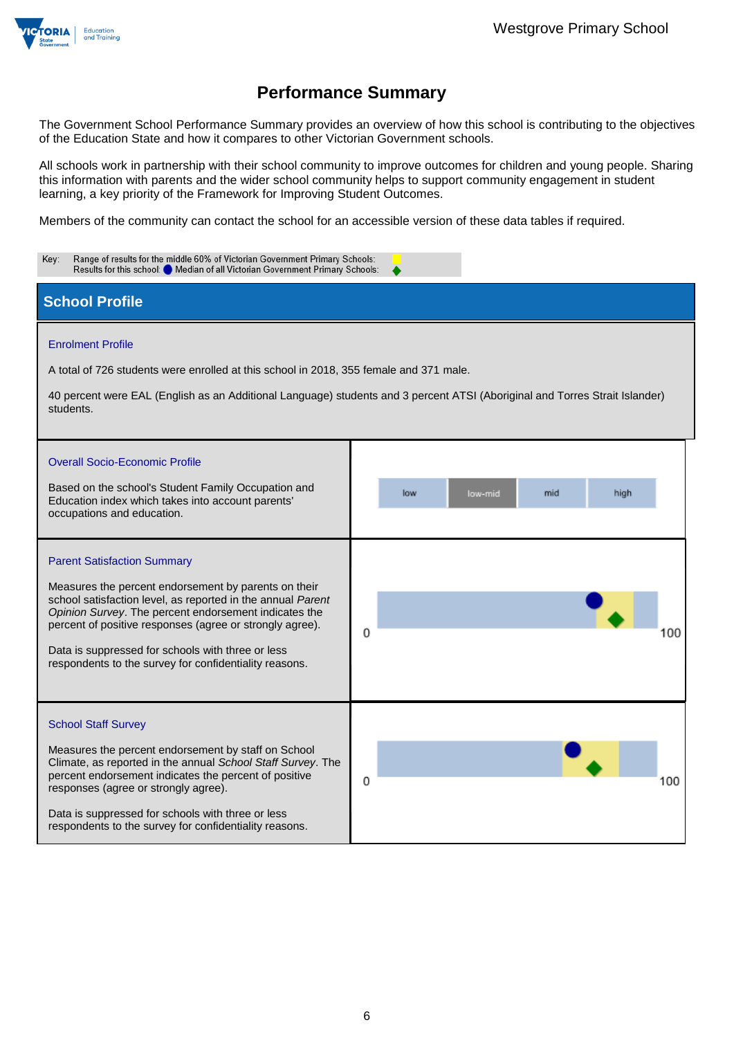# Performance Summary

The Government School Performance Summary provides an overview of how this school is contributing to the objectives of the Education State and how it compares to other Victorian Government schools.

All schools work in partnership with their school community to improve outcomes for children and young people. Sharing this information with parents and the wider school community helps to support community engagement in student learning, a key priority of the Framework for Improving Student Outcomes.

Members of the community can contact the school for an accessible version of these data tables if required.

Key: Range of results for the middle 60% of Victorian Government Primary Schools:
Results for this school: Median of all Victorian Government Primary Schools:

## School Profile

### Enrolment Profile

A total of 726 students were enrolled at this school in 2018, 355 female and 371 male.

40 percent were EAL (English as an Additional Language) students and 3 percent ATSI (Aboriginal and Torres Strait Islander) students.

### Overall Socio-Economic Profile

Based on the school's Student Family Occupation and Education index which takes into account parents' occupations and education.

| low | low-mid | mid | high |
|---|---|---|---|

### Parent Satisfaction Summary

Measures the percent endorsement by parents on their school satisfaction level, as reported in the annual *Parent Opinion Survey*. The percent endorsement indicates the percent of positive responses (agree or strongly agree).

Data is suppressed for schools with three or less respondents to the survey for confidentiality reasons.

0 100

### School Staff Survey

Measures the percent endorsement by staff on School Climate, as reported in the annual *School Staff Survey*. The percent endorsement indicates the percent of positive responses (agree or strongly agree).

Data is suppressed for schools with three or less respondents to the survey for confidentiality reasons.

0 100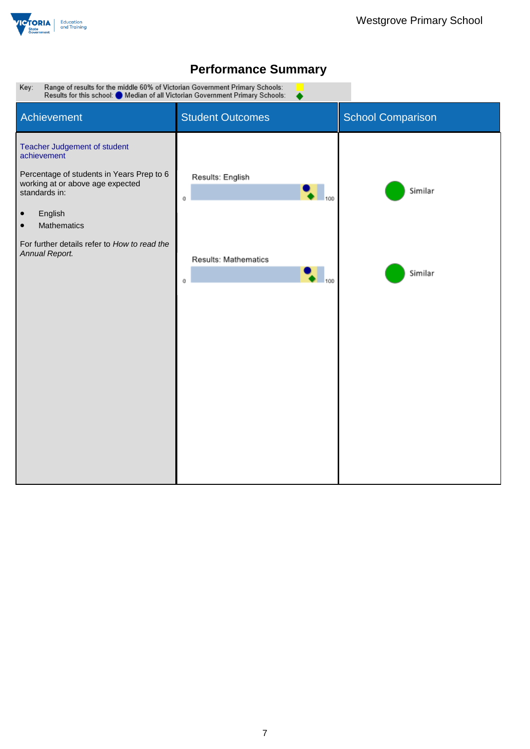# Performance Summary

Key: Range of results for the middle 60% of Victorian Government Primary Schools:
Results for this school: ● Median of all Victorian Government Primary Schools: ◆

| Achievement | Student Outcomes | School Comparison |
| --- | --- | --- |
| Teacher Judgement of student achievement<br><br>Percentage of students in Years Prep to 6 working at or above age expected standards in:<br><br>• English<br>• Mathematics<br><br>For further details refer to *How to read the Annual Report.* | Results: English (0–100) | Similar |
| | Results: Mathematics (0–100) | Similar |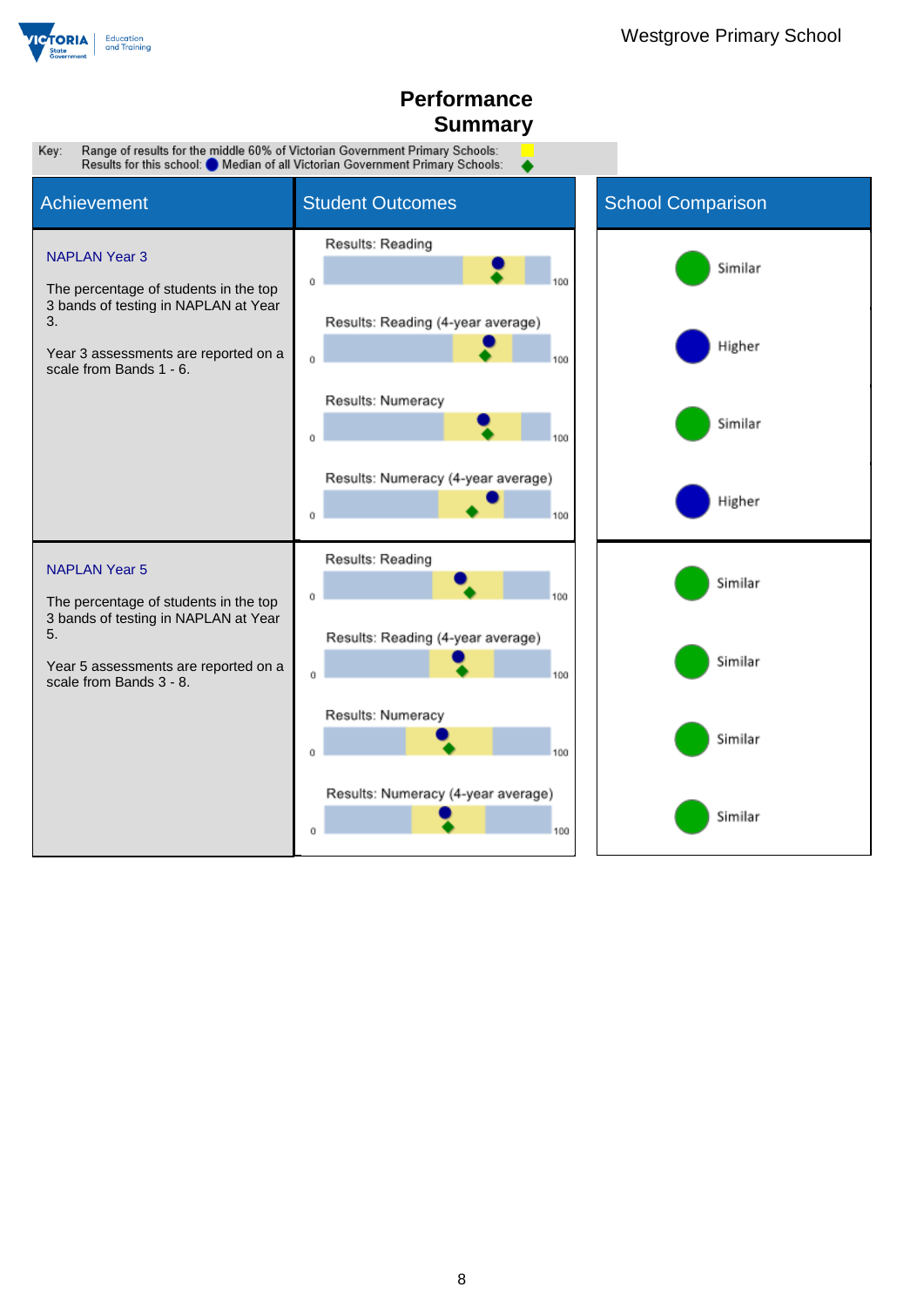# Performance Summary

Key: Range of results for the middle 60% of Victorian Government Primary Schools: Results for this school: Median of all Victorian Government Primary Schools:

| Achievement | Student Outcomes | School Comparison |
|---|---|---|
| **NAPLAN Year 3**<br><br>The percentage of students in the top 3 bands of testing in NAPLAN at Year 3.<br><br>Year 3 assessments are reported on a scale from Bands 1 - 6. | Results: Reading (0–100) | Similar |
| | Results: Reading (4-year average) (0–100) | Higher |
| | Results: Numeracy (0–100) | Similar |
| | Results: Numeracy (4-year average) (0–100) | Higher |
| **NAPLAN Year 5**<br><br>The percentage of students in the top 3 bands of testing in NAPLAN at Year 5.<br><br>Year 5 assessments are reported on a scale from Bands 3 - 8. | Results: Reading (0–100) | Similar |
| | Results: Reading (4-year average) (0–100) | Similar |
| | Results: Numeracy (0–100) | Similar |
| | Results: Numeracy (4-year average) (0–100) | Similar |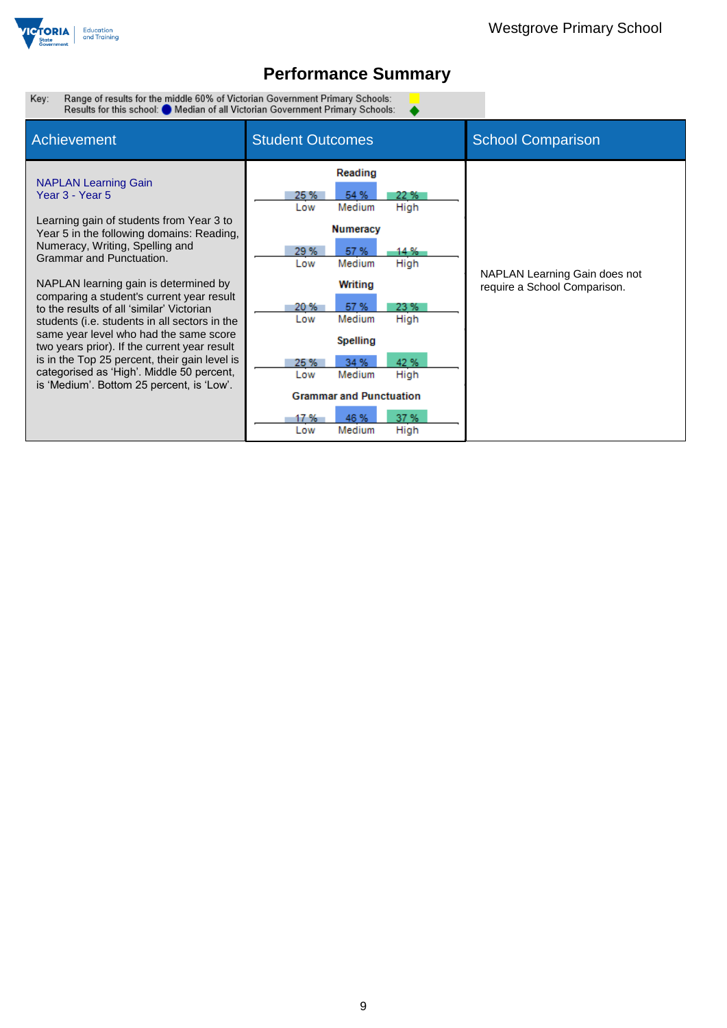## Performance Summary

Key: Range of results for the middle 60% of Victorian Government Primary Schools:
Results for this school: ● Median of all Victorian Government Primary Schools: ◆

| Achievement | Student Outcomes | School Comparison |
|---|---|---|
| **NAPLAN Learning Gain**<br>**Year 3 - Year 5**<br><br>Learning gain of students from Year 3 to Year 5 in the following domains: Reading, Numeracy, Writing, Spelling and Grammar and Punctuation.<br><br>NAPLAN learning gain is determined by comparing a student's current year result to the results of all 'similar' Victorian students (i.e. students in all sectors in the same year level who had the same score two years prior). If the current year result is in the Top 25 percent, their gain level is categorised as 'High'. Middle 50 percent, is 'Medium'. Bottom 25 percent, is 'Low'. | **Reading**: Low 25 %, Medium 54 %, High 22 %<br>**Numeracy**: Low 29 %, Medium 57 %, High 14 %<br>**Writing**: Low 20 %, Medium 57 %, High 23 %<br>**Spelling**: Low 25 %, Medium 34 %, High 42 %<br>**Grammar and Punctuation**: Low 17 %, Medium 46 %, High 37 % | NAPLAN Learning Gain does not require a School Comparison. |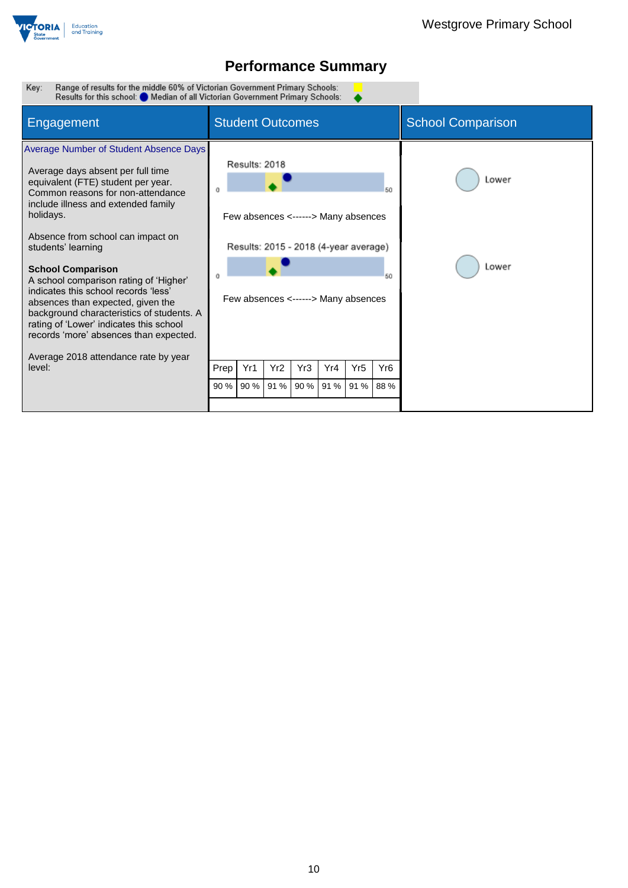# Performance Summary

Key: Range of results for the middle 60% of Victorian Government Primary Schools: (yellow)
Results for this school: ● Median of all Victorian Government Primary Schools: ◆

| Engagement | Student Outcomes | School Comparison |
| --- | --- | --- |

## Engagement

**Average Number of Student Absence Days**

Average days absent per full time equivalent (FTE) student per year. Common reasons for non-attendance include illness and extended family holidays.

Absence from school can impact on students' learning

**School Comparison**
A school comparison rating of 'Higher' indicates this school records 'less' absences than expected, given the background characteristics of students. A rating of 'Lower' indicates this school records 'more' absences than expected.

Average 2018 attendance rate by year level:

## Student Outcomes

Results: 2018

0 — 50

Few absences <------> Many absences

Results: 2015 - 2018 (4-year average)

0 — 50

Few absences <------> Many absences

| Prep | Yr1 | Yr2 | Yr3 | Yr4 | Yr5 | Yr6 |
| --- | --- | --- | --- | --- | --- | --- |
| 90 % | 90 % | 91 % | 90 % | 91 % | 91 % | 88 % |

## School Comparison

Results: 2018 — Lower

Results: 2015 - 2018 (4-year average) — Lower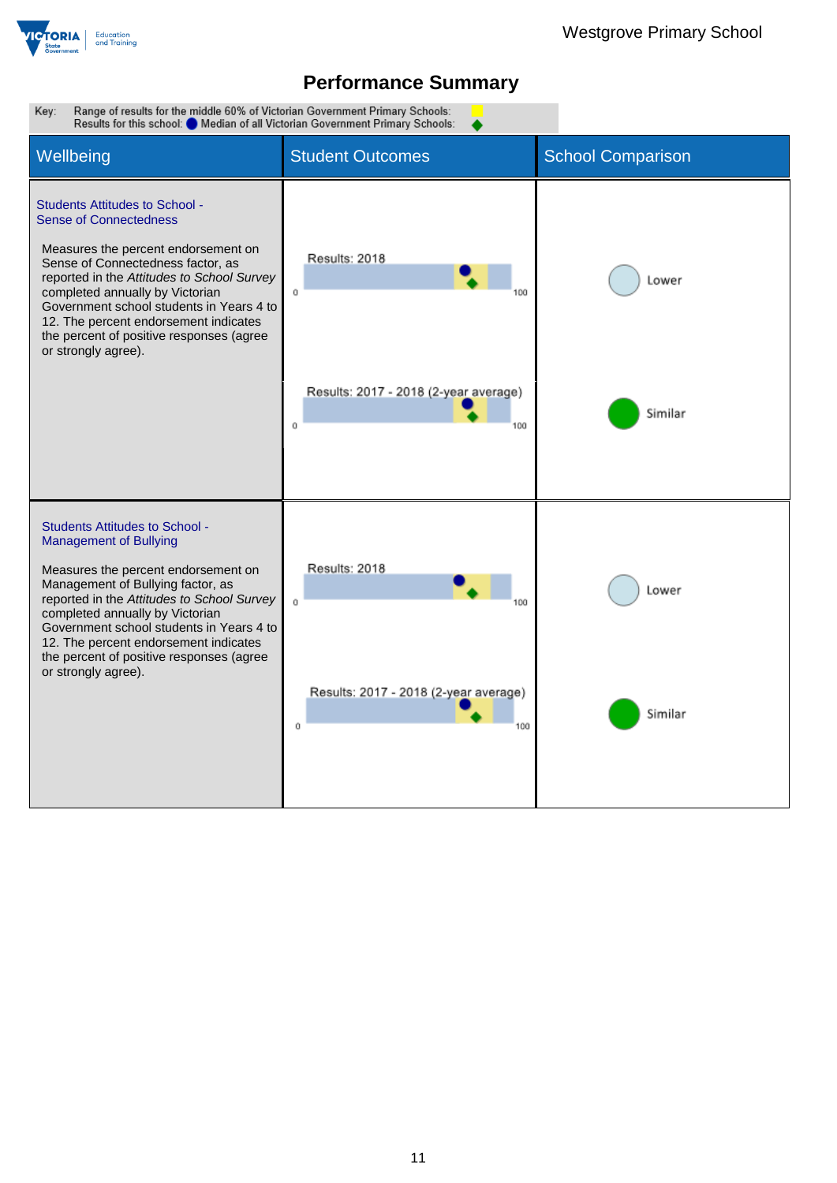# Performance Summary

Key: Range of results for the middle 60% of Victorian Government Primary Schools: (yellow)
Results for this school: ● Median of all Victorian Government Primary Schools: ◆

| Wellbeing | Student Outcomes | School Comparison |
| --- | --- | --- |
| **Students Attitudes to School - Sense of Connectedness**<br><br>Measures the percent endorsement on Sense of Connectedness factor, as reported in the *Attitudes to School Survey* completed annually by Victorian Government school students in Years 4 to 12. The percent endorsement indicates the percent of positive responses (agree or strongly agree). | Results: 2018<br>0 – 100 | Lower |
| | Results: 2017 - 2018 (2-year average)<br>0 – 100 | Similar |
| **Students Attitudes to School - Management of Bullying**<br><br>Measures the percent endorsement on Management of Bullying factor, as reported in the *Attitudes to School Survey* completed annually by Victorian Government school students in Years 4 to 12. The percent endorsement indicates the percent of positive responses (agree or strongly agree). | Results: 2018<br>0 – 100 | Lower |
| | Results: 2017 - 2018 (2-year average)<br>0 – 100 | Similar |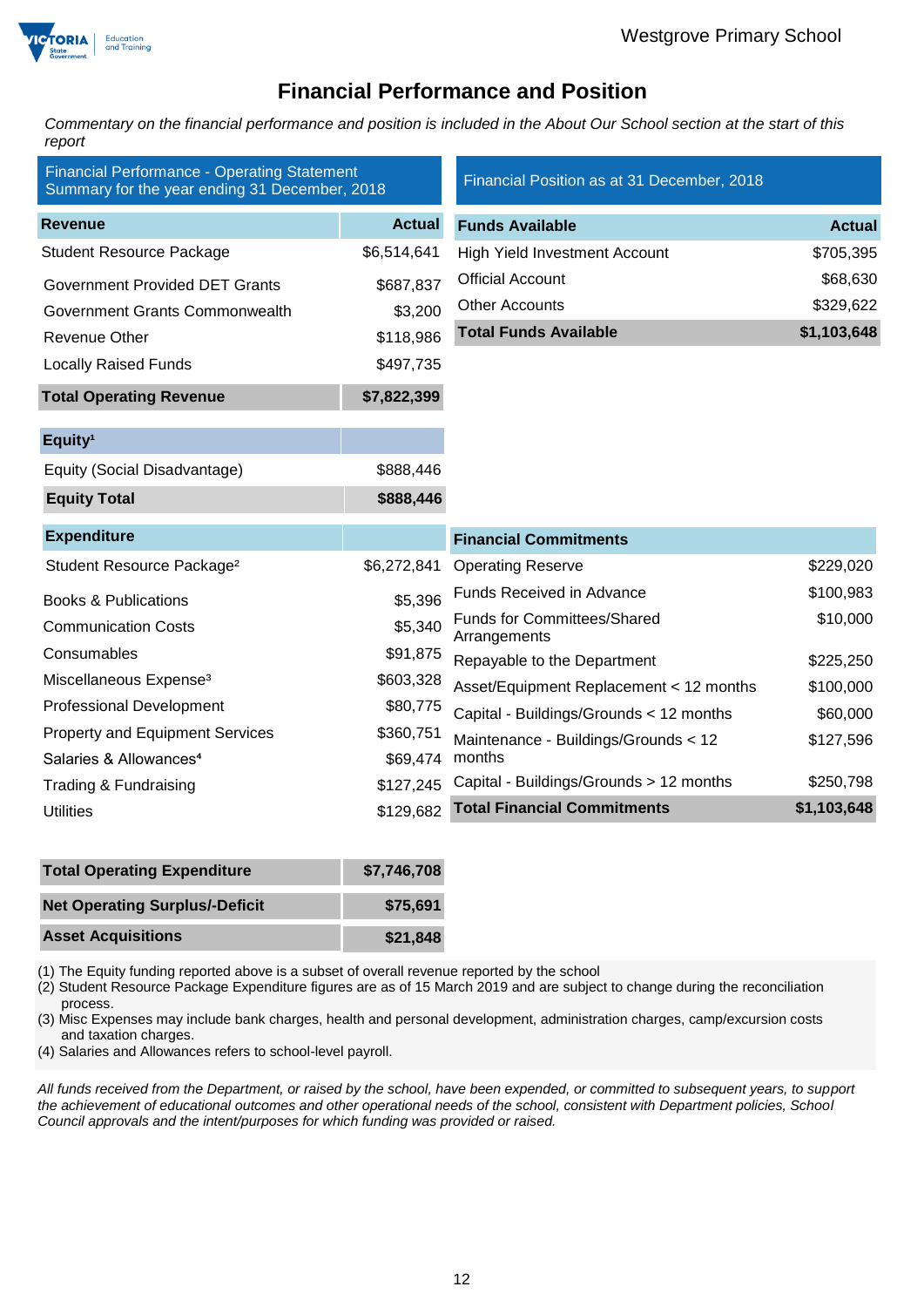# Financial Performance and Position

*Commentary on the financial performance and position is included in the About Our School section at the start of this report*

## Financial Performance - Operating Statement Summary for the year ending 31 December, 2018

| Revenue | Actual |
|---|---|
| Student Resource Package | $6,514,641 |
| Government Provided DET Grants | $687,837 |
| Government Grants Commonwealth | $3,200 |
| Revenue Other | $118,986 |
| Locally Raised Funds | $497,735 |
| **Total Operating Revenue** | **$7,822,399** |

| Equity[1] | |
|---|---|
| Equity (Social Disadvantage) | $888,446 |
| **Equity Total** | **$888,446** |

| Expenditure | |
|---|---|
| Student Resource Package[2] | $6,272,841 |
| Books & Publications | $5,396 |
| Communication Costs | $5,340 |
| Consumables | $91,875 |
| Miscellaneous Expense[3] | $603,328 |
| Professional Development | $80,775 |
| Property and Equipment Services | $360,751 |
| Salaries & Allowances[4] | $69,474 |
| Trading & Fundraising | $127,245 |
| Utilities | $129,682 |
| **Total Operating Expenditure** | **$7,746,708** |
| **Net Operating Surplus/-Deficit** | **$75,691** |
| **Asset Acquisitions** | **$21,848** |

## Financial Position as at 31 December, 2018

| Funds Available | Actual |
|---|---|
| High Yield Investment Account | $705,395 |
| Official Account | $68,630 |
| Other Accounts | $329,622 |
| **Total Funds Available** | **$1,103,648** |

| Financial Commitments | |
|---|---|
| Operating Reserve | $229,020 |
| Funds Received in Advance | $100,983 |
| Funds for Committees/Shared Arrangements | $10,000 |
| Repayable to the Department | $225,250 |
| Asset/Equipment Replacement < 12 months | $100,000 |
| Capital - Buildings/Grounds < 12 months | $60,000 |
| Maintenance - Buildings/Grounds < 12 months | $127,596 |
| Capital - Buildings/Grounds > 12 months | $250,798 |
| **Total Financial Commitments** | **$1,103,648** |

(1) The Equity funding reported above is a subset of overall revenue reported by the school
(2) Student Resource Package Expenditure figures are as of 15 March 2019 and are subject to change during the reconciliation process.
(3) Misc Expenses may include bank charges, health and personal development, administration charges, camp/excursion costs and taxation charges.
(4) Salaries and Allowances refers to school-level payroll.

*All funds received from the Department, or raised by the school, have been expended, or committed to subsequent years, to support the achievement of educational outcomes and other operational needs of the school, consistent with Department policies, School Council approvals and the intent/purposes for which funding was provided or raised.*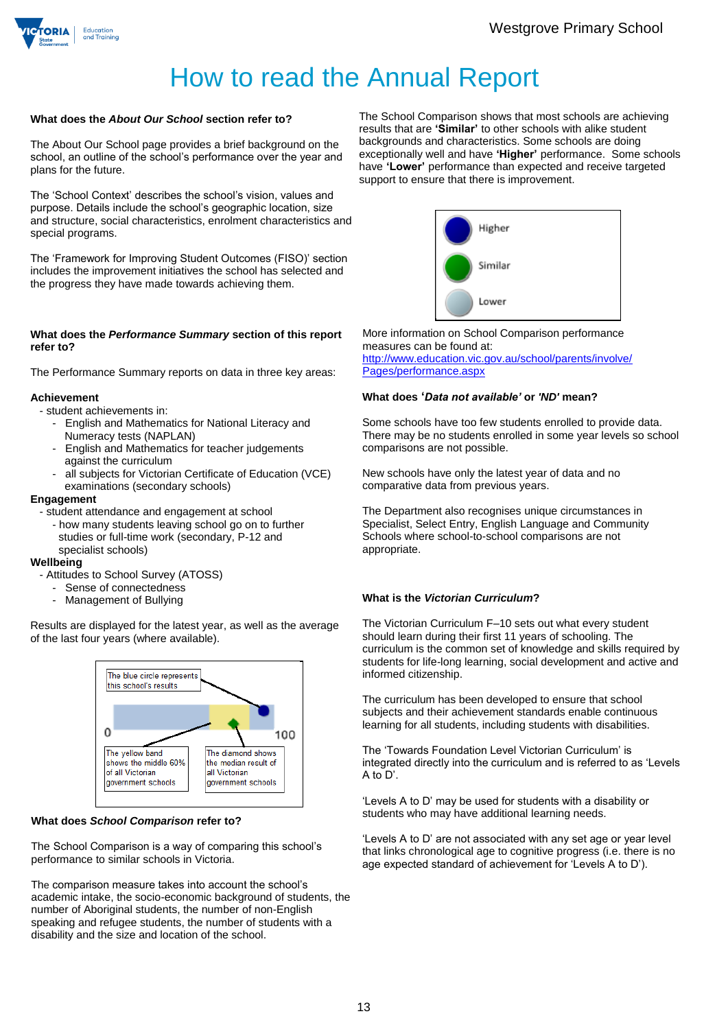# How to read the Annual Report

**What does the *About Our School* section refer to?**

The About Our School page provides a brief background on the school, an outline of the school's performance over the year and plans for the future.

The 'School Context' describes the school's vision, values and purpose. Details include the school's geographic location, size and structure, social characteristics, enrolment characteristics and special programs.

The 'Framework for Improving Student Outcomes (FISO)' section includes the improvement initiatives the school has selected and the progress they have made towards achieving them.

**What does the *Performance Summary* section of this report refer to?**

The Performance Summary reports on data in three key areas:

**Achievement**

- student achievements in:
  - English and Mathematics for National Literacy and Numeracy tests (NAPLAN)
  - English and Mathematics for teacher judgements against the curriculum
  - all subjects for Victorian Certificate of Education (VCE) examinations (secondary schools)

**Engagement**

- student attendance and engagement at school
  - how many students leaving school go on to further studies or full-time work (secondary, P-12 and specialist schools)

**Wellbeing**

- Attitudes to School Survey (ATOSS)
  - Sense of connectedness
  - Management of Bullying

Results are displayed for the latest year, as well as the average of the last four years (where available).

The blue circle represents this school's results

0

100

The yellow band shows the middle 60% of all Victorian government schools

The diamond shows the median result of all Victorian government schools

**What does *School Comparison* refer to?**

The School Comparison is a way of comparing this school's performance to similar schools in Victoria.

The comparison measure takes into account the school's academic intake, the socio-economic background of students, the number of Aboriginal students, the number of non-English speaking and refugee students, the number of students with a disability and the size and location of the school.

The School Comparison shows that most schools are achieving results that are **'Similar'** to other schools with alike student backgrounds and characteristics. Some schools are doing exceptionally well and have **'Higher'** performance. Some schools have **'Lower'** performance than expected and receive targeted support to ensure that there is improvement.

Higher

Similar

Lower

More information on School Comparison performance measures can be found at:
http://www.education.vic.gov.au/school/parents/involve/Pages/performance.aspx

**What does '*Data not available*' or *'ND'* mean?**

Some schools have too few students enrolled to provide data. There may be no students enrolled in some year levels so school comparisons are not possible.

New schools have only the latest year of data and no comparative data from previous years.

The Department also recognises unique circumstances in Specialist, Select Entry, English Language and Community Schools where school-to-school comparisons are not appropriate.

**What is the *Victorian Curriculum*?**

The Victorian Curriculum F–10 sets out what every student should learn during their first 11 years of schooling. The curriculum is the common set of knowledge and skills required by students for life-long learning, social development and active and informed citizenship.

The curriculum has been developed to ensure that school subjects and their achievement standards enable continuous learning for all students, including students with disabilities.

The 'Towards Foundation Level Victorian Curriculum' is integrated directly into the curriculum and is referred to as 'Levels A to D'.

'Levels A to D' may be used for students with a disability or students who may have additional learning needs.

'Levels A to D' are not associated with any set age or year level that links chronological age to cognitive progress (i.e. there is no age expected standard of achievement for 'Levels A to D').